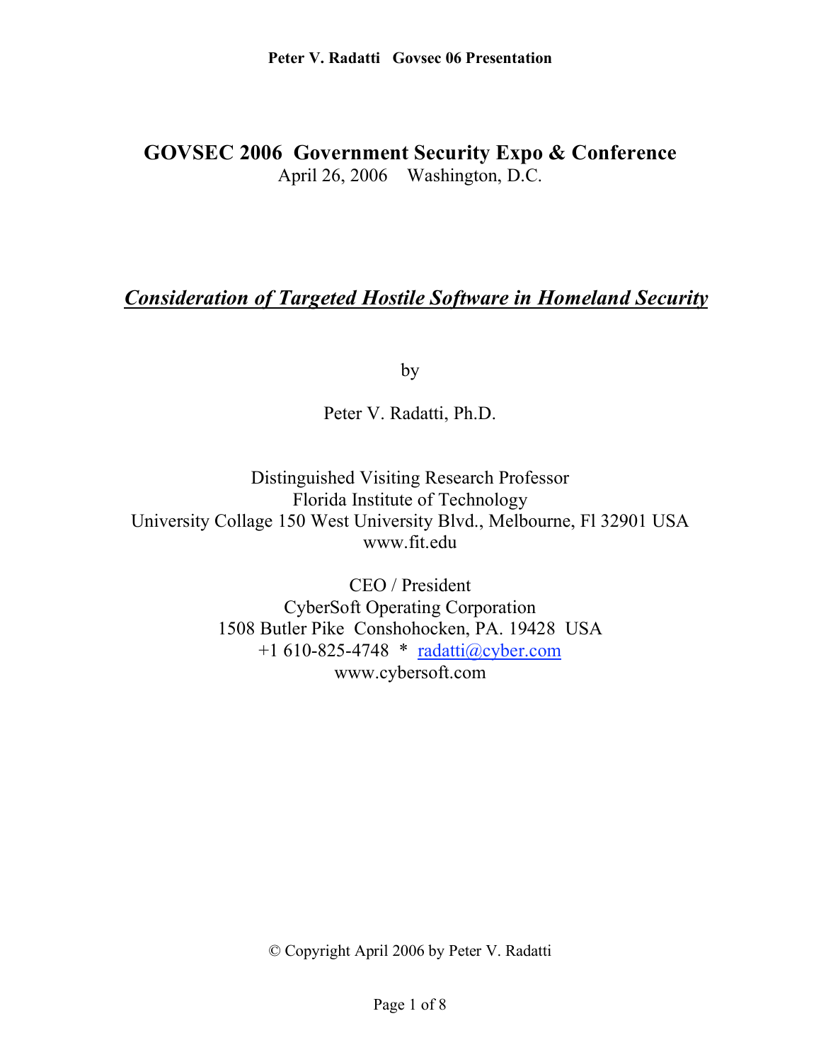# GOVSEC 2006 Government Security Expo & Conference

April 26, 2006 Washington, D.C.

## *Consideration of Targeted Hostile Software in Homeland Security*

by

Peter V. Radatti, Ph.D.

Distinguished Visiting Research Professor
Florida Institute of Technology
University Collage 150 West University Blvd., Melbourne, Fl 32901 USA
www.fit.edu

CEO / President
CyberSoft Operating Corporation
1508 Butler Pike Conshohocken, PA. 19428 USA
+1 610-825-4748 * radatti@cyber.com
www.cybersoft.com

© Copyright April 2006 by Peter V. Radatti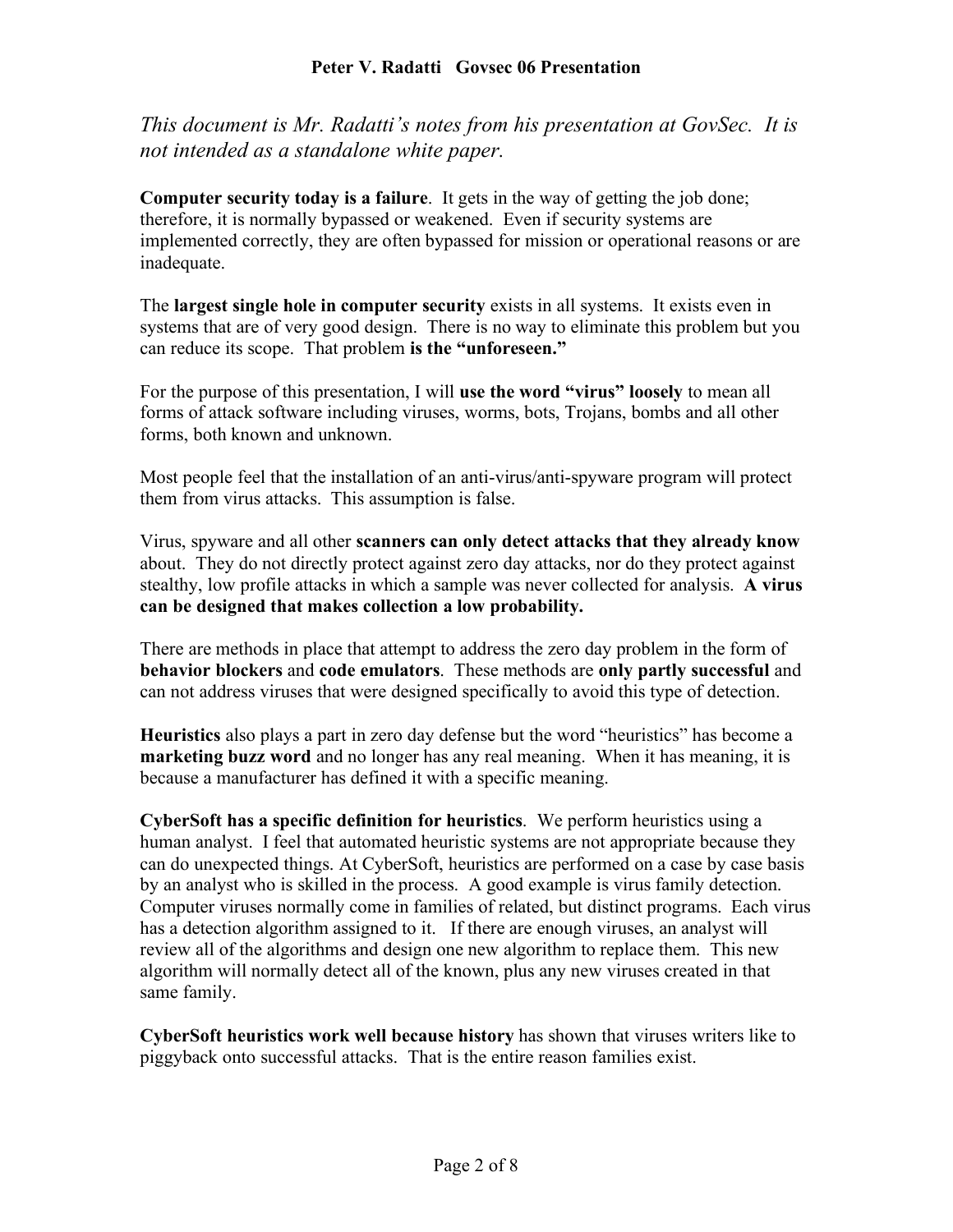*This document is Mr. Radatti's notes from his presentation at GovSec. It is not intended as a standalone white paper.*

**Computer security today is a failure**. It gets in the way of getting the job done; therefore, it is normally bypassed or weakened. Even if security systems are implemented correctly, they are often bypassed for mission or operational reasons or are inadequate.

The **largest single hole in computer security** exists in all systems. It exists even in systems that are of very good design. There is no way to eliminate this problem but you can reduce its scope. That problem **is the "unforeseen."**

For the purpose of this presentation, I will **use the word "virus" loosely** to mean all forms of attack software including viruses, worms, bots, Trojans, bombs and all other forms, both known and unknown.

Most people feel that the installation of an anti-virus/anti-spyware program will protect them from virus attacks. This assumption is false.

Virus, spyware and all other **scanners can only detect attacks that they already know** about. They do not directly protect against zero day attacks, nor do they protect against stealthy, low profile attacks in which a sample was never collected for analysis. **A virus can be designed that makes collection a low probability.**

There are methods in place that attempt to address the zero day problem in the form of **behavior blockers** and **code emulators**. These methods are **only partly successful** and can not address viruses that were designed specifically to avoid this type of detection.

**Heuristics** also plays a part in zero day defense but the word "heuristics" has become a **marketing buzz word** and no longer has any real meaning. When it has meaning, it is because a manufacturer has defined it with a specific meaning.

**CyberSoft has a specific definition for heuristics**. We perform heuristics using a human analyst. I feel that automated heuristic systems are not appropriate because they can do unexpected things. At CyberSoft, heuristics are performed on a case by case basis by an analyst who is skilled in the process. A good example is virus family detection. Computer viruses normally come in families of related, but distinct programs. Each virus has a detection algorithm assigned to it. If there are enough viruses, an analyst will review all of the algorithms and design one new algorithm to replace them. This new algorithm will normally detect all of the known, plus any new viruses created in that same family.

**CyberSoft heuristics work well because history** has shown that viruses writers like to piggyback onto successful attacks. That is the entire reason families exist.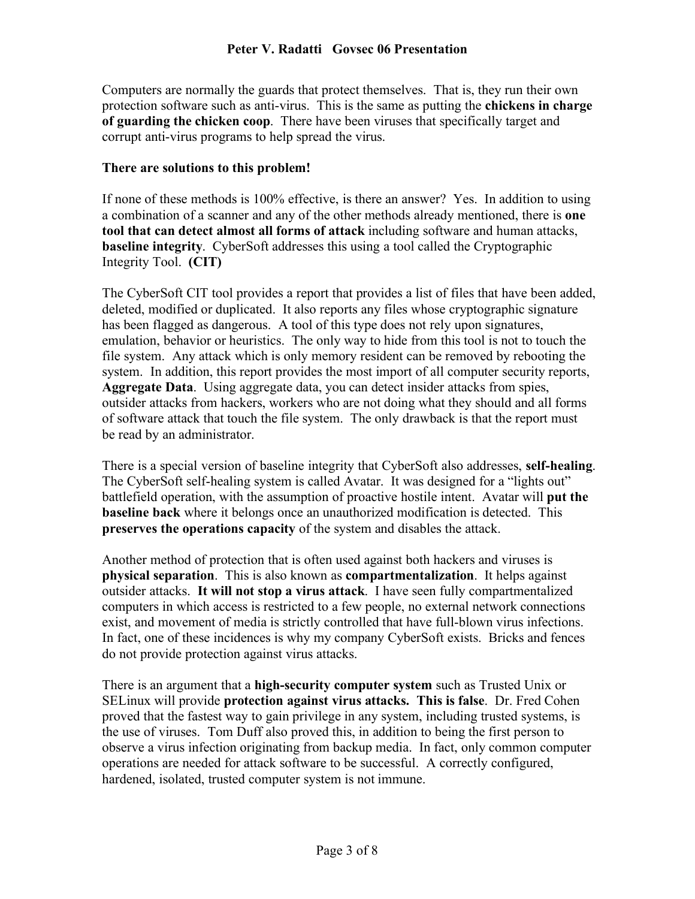Computers are normally the guards that protect themselves. That is, they run their own protection software such as anti-virus. This is the same as putting the **chickens in charge of guarding the chicken coop**. There have been viruses that specifically target and corrupt anti-virus programs to help spread the virus.

**There are solutions to this problem!**

If none of these methods is 100% effective, is there an answer? Yes. In addition to using a combination of a scanner and any of the other methods already mentioned, there is **one tool that can detect almost all forms of attack** including software and human attacks, **baseline integrity**. CyberSoft addresses this using a tool called the Cryptographic Integrity Tool. **(CIT)**

The CyberSoft CIT tool provides a report that provides a list of files that have been added, deleted, modified or duplicated. It also reports any files whose cryptographic signature has been flagged as dangerous. A tool of this type does not rely upon signatures, emulation, behavior or heuristics. The only way to hide from this tool is not to touch the file system. Any attack which is only memory resident can be removed by rebooting the system. In addition, this report provides the most import of all computer security reports, **Aggregate Data**. Using aggregate data, you can detect insider attacks from spies, outsider attacks from hackers, workers who are not doing what they should and all forms of software attack that touch the file system. The only drawback is that the report must be read by an administrator.

There is a special version of baseline integrity that CyberSoft also addresses, **self-healing**. The CyberSoft self-healing system is called Avatar. It was designed for a "lights out" battlefield operation, with the assumption of proactive hostile intent. Avatar will **put the baseline back** where it belongs once an unauthorized modification is detected. This **preserves the operations capacity** of the system and disables the attack.

Another method of protection that is often used against both hackers and viruses is **physical separation**. This is also known as **compartmentalization**. It helps against outsider attacks. **It will not stop a virus attack**. I have seen fully compartmentalized computers in which access is restricted to a few people, no external network connections exist, and movement of media is strictly controlled that have full-blown virus infections. In fact, one of these incidences is why my company CyberSoft exists. Bricks and fences do not provide protection against virus attacks.

There is an argument that a **high-security computer system** such as Trusted Unix or SELinux will provide **protection against virus attacks. This is false**. Dr. Fred Cohen proved that the fastest way to gain privilege in any system, including trusted systems, is the use of viruses. Tom Duff also proved this, in addition to being the first person to observe a virus infection originating from backup media. In fact, only common computer operations are needed for attack software to be successful. A correctly configured, hardened, isolated, trusted computer system is not immune.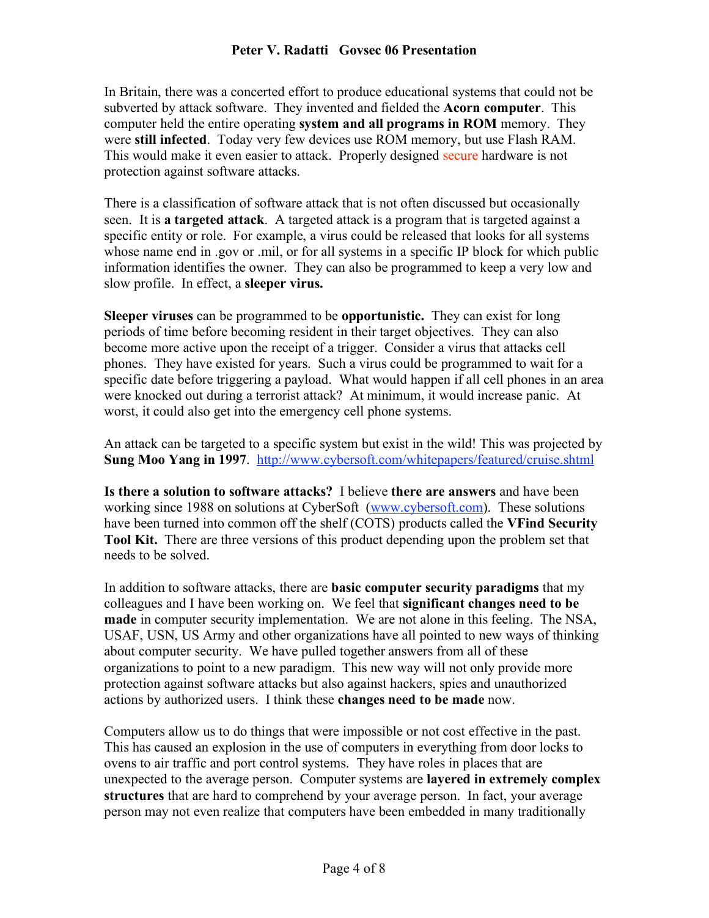In Britain, there was a concerted effort to produce educational systems that could not be subverted by attack software. They invented and fielded the **Acorn computer**. This computer held the entire operating **system and all programs in ROM** memory. They were **still infected**. Today very few devices use ROM memory, but use Flash RAM. This would make it even easier to attack. Properly designed secure hardware is not protection against software attacks.

There is a classification of software attack that is not often discussed but occasionally seen. It is **a targeted attack**. A targeted attack is a program that is targeted against a specific entity or role. For example, a virus could be released that looks for all systems whose name end in .gov or .mil, or for all systems in a specific IP block for which public information identifies the owner. They can also be programmed to keep a very low and slow profile. In effect, a **sleeper virus.**

**Sleeper viruses** can be programmed to be **opportunistic.** They can exist for long periods of time before becoming resident in their target objectives. They can also become more active upon the receipt of a trigger. Consider a virus that attacks cell phones. They have existed for years. Such a virus could be programmed to wait for a specific date before triggering a payload. What would happen if all cell phones in an area were knocked out during a terrorist attack? At minimum, it would increase panic. At worst, it could also get into the emergency cell phone systems.

An attack can be targeted to a specific system but exist in the wild! This was projected by **Sung Moo Yang in 1997**. [http://www.cybersoft.com/whitepapers/featured/cruise.shtml](http://www.cybersoft.com/whitepapers/featured/cruise.shtml)

**Is there a solution to software attacks?** I believe **there are answers** and have been working since 1988 on solutions at CyberSoft ([www.cybersoft.com](http://www.cybersoft.com)). These solutions have been turned into common off the shelf (COTS) products called the **VFind Security Tool Kit.** There are three versions of this product depending upon the problem set that needs to be solved.

In addition to software attacks, there are **basic computer security paradigms** that my colleagues and I have been working on. We feel that **significant changes need to be made** in computer security implementation. We are not alone in this feeling. The NSA, USAF, USN, US Army and other organizations have all pointed to new ways of thinking about computer security. We have pulled together answers from all of these organizations to point to a new paradigm. This new way will not only provide more protection against software attacks but also against hackers, spies and unauthorized actions by authorized users. I think these **changes need to be made** now.

Computers allow us to do things that were impossible or not cost effective in the past. This has caused an explosion in the use of computers in everything from door locks to ovens to air traffic and port control systems. They have roles in places that are unexpected to the average person. Computer systems are **layered in extremely complex structures** that are hard to comprehend by your average person. In fact, your average person may not even realize that computers have been embedded in many traditionally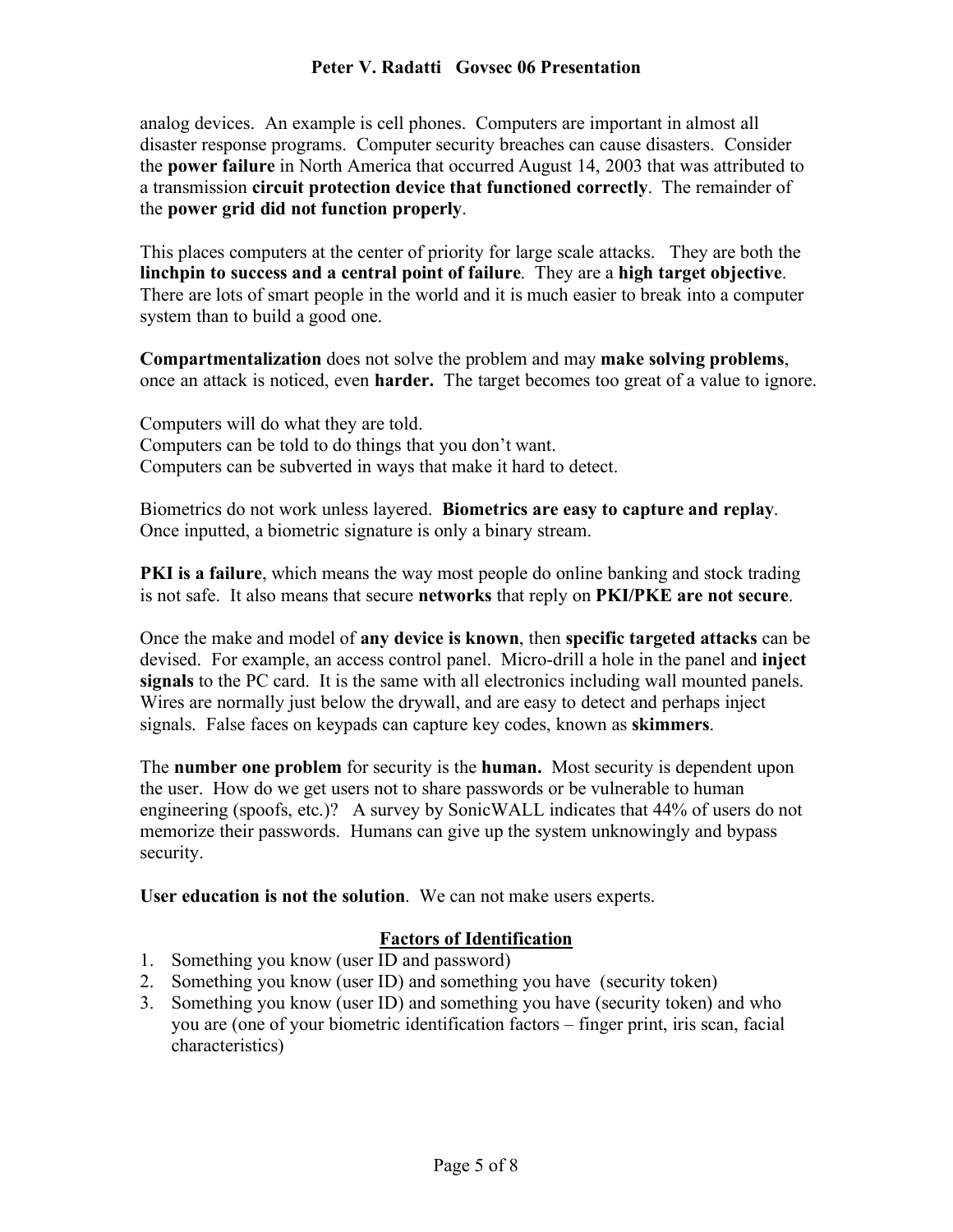analog devices. An example is cell phones. Computers are important in almost all disaster response programs. Computer security breaches can cause disasters. Consider the **power failure** in North America that occurred August 14, 2003 that was attributed to a transmission **circuit protection device that functioned correctly**. The remainder of the **power grid did not function properly**.

This places computers at the center of priority for large scale attacks. They are both the **linchpin to success and a central point of failure**. They are a **high target objective**. There are lots of smart people in the world and it is much easier to break into a computer system than to build a good one.

**Compartmentalization** does not solve the problem and may **make solving problems**, once an attack is noticed, even **harder.** The target becomes too great of a value to ignore.

Computers will do what they are told.
Computers can be told to do things that you don't want.
Computers can be subverted in ways that make it hard to detect.

Biometrics do not work unless layered. **Biometrics are easy to capture and replay**. Once inputted, a biometric signature is only a binary stream.

**PKI is a failure**, which means the way most people do online banking and stock trading is not safe. It also means that secure **networks** that reply on **PKI/PKE are not secure**.

Once the make and model of **any device is known**, then **specific targeted attacks** can be devised. For example, an access control panel. Micro-drill a hole in the panel and **inject signals** to the PC card. It is the same with all electronics including wall mounted panels. Wires are normally just below the drywall, and are easy to detect and perhaps inject signals. False faces on keypads can capture key codes, known as **skimmers**.

The **number one problem** for security is the **human.** Most security is dependent upon the user. How do we get users not to share passwords or be vulnerable to human engineering (spoofs, etc.)? A survey by SonicWALL indicates that 44% of users do not memorize their passwords. Humans can give up the system unknowingly and bypass security.

**User education is not the solution**. We can not make users experts.

## Factors of Identification

1. Something you know (user ID and password)
2. Something you know (user ID) and something you have (security token)
3. Something you know (user ID) and something you have (security token) and who you are (one of your biometric identification factors – finger print, iris scan, facial characteristics)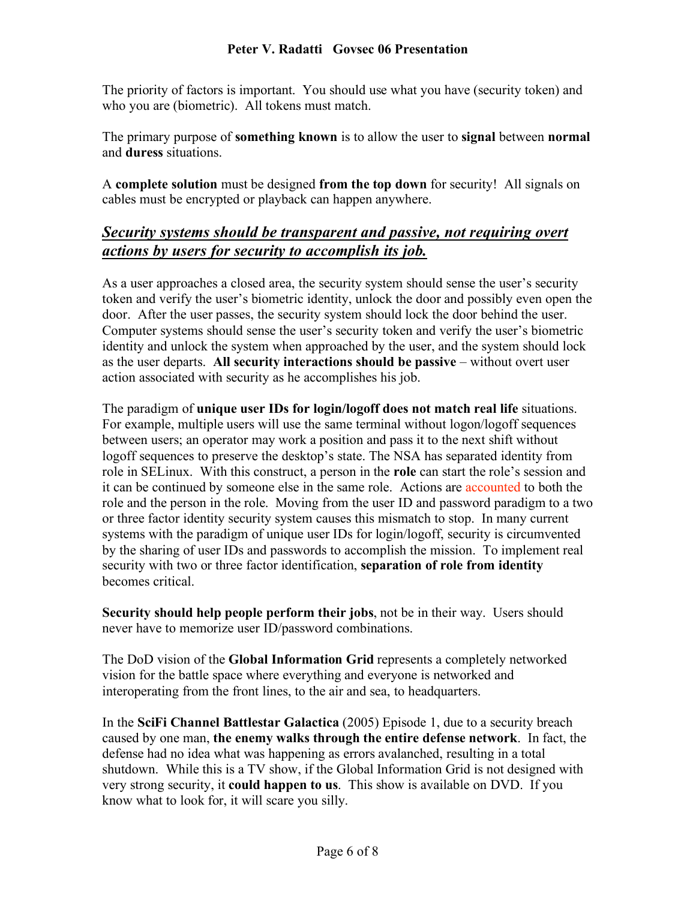The priority of factors is important. You should use what you have (security token) and who you are (biometric). All tokens must match.

The primary purpose of **something known** is to allow the user to **signal** between **normal** and **duress** situations.

A **complete solution** must be designed **from the top down** for security! All signals on cables must be encrypted or playback can happen anywhere.

## ***Security systems should be transparent and passive, not requiring overt actions by users for security to accomplish its job.***

As a user approaches a closed area, the security system should sense the user's security token and verify the user's biometric identity, unlock the door and possibly even open the door. After the user passes, the security system should lock the door behind the user. Computer systems should sense the user's security token and verify the user's biometric identity and unlock the system when approached by the user, and the system should lock as the user departs. **All security interactions should be passive** – without overt user action associated with security as he accomplishes his job.

The paradigm of **unique user IDs for login/logoff does not match real life** situations. For example, multiple users will use the same terminal without logon/logoff sequences between users; an operator may work a position and pass it to the next shift without logoff sequences to preserve the desktop's state. The NSA has separated identity from role in SELinux. With this construct, a person in the **role** can start the role's session and it can be continued by someone else in the same role. Actions are accounted to both the role and the person in the role. Moving from the user ID and password paradigm to a two or three factor identity security system causes this mismatch to stop. In many current systems with the paradigm of unique user IDs for login/logoff, security is circumvented by the sharing of user IDs and passwords to accomplish the mission. To implement real security with two or three factor identification, **separation of role from identity** becomes critical.

**Security should help people perform their jobs**, not be in their way. Users should never have to memorize user ID/password combinations.

The DoD vision of the **Global Information Grid** represents a completely networked vision for the battle space where everything and everyone is networked and interoperating from the front lines, to the air and sea, to headquarters.

In the **SciFi Channel Battlestar Galactica** (2005) Episode 1, due to a security breach caused by one man, **the enemy walks through the entire defense network**. In fact, the defense had no idea what was happening as errors avalanched, resulting in a total shutdown. While this is a TV show, if the Global Information Grid is not designed with very strong security, it **could happen to us**. This show is available on DVD. If you know what to look for, it will scare you silly.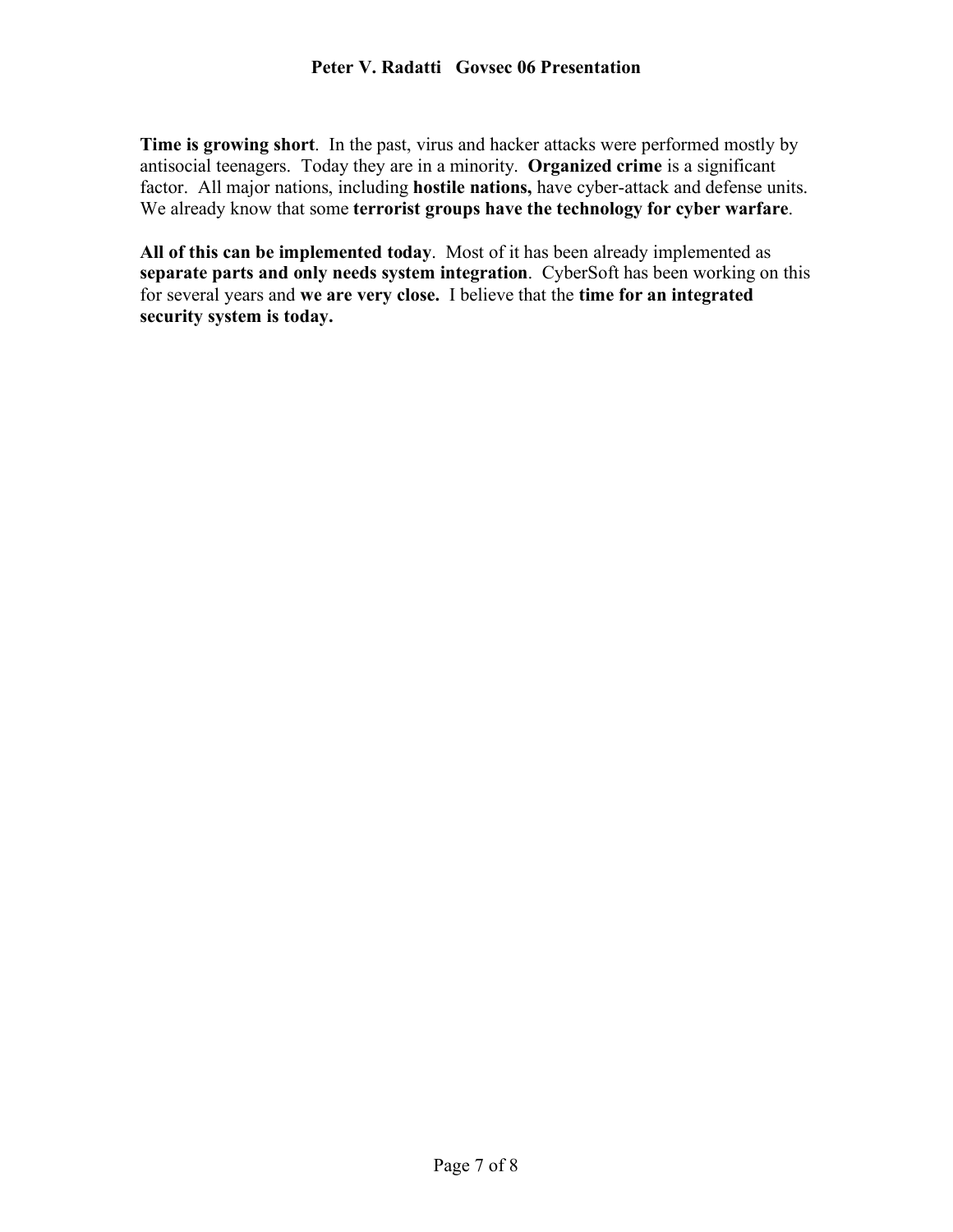**Time is growing short**. In the past, virus and hacker attacks were performed mostly by antisocial teenagers. Today they are in a minority. **Organized crime** is a significant factor. All major nations, including **hostile nations,** have cyber-attack and defense units. We already know that some **terrorist groups have the technology for cyber warfare**.

**All of this can be implemented today**. Most of it has been already implemented as **separate parts and only needs system integration**. CyberSoft has been working on this for several years and **we are very close.** I believe that the **time for an integrated security system is today.**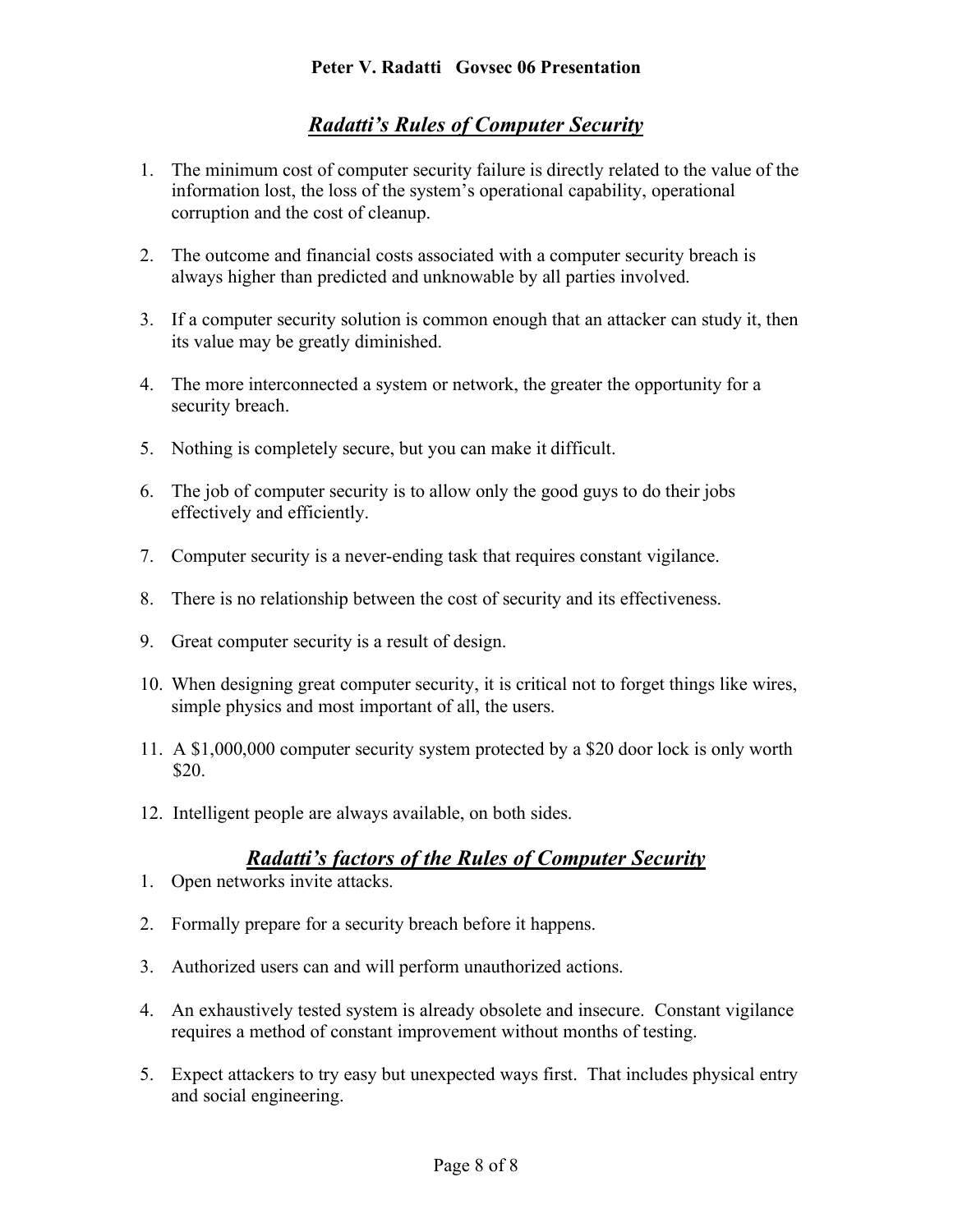## *Radatti's Rules of Computer Security*

1. The minimum cost of computer security failure is directly related to the value of the information lost, the loss of the system's operational capability, operational corruption and the cost of cleanup.

2. The outcome and financial costs associated with a computer security breach is always higher than predicted and unknowable by all parties involved.

3. If a computer security solution is common enough that an attacker can study it, then its value may be greatly diminished.

4. The more interconnected a system or network, the greater the opportunity for a security breach.

5. Nothing is completely secure, but you can make it difficult.

6. The job of computer security is to allow only the good guys to do their jobs effectively and efficiently.

7. Computer security is a never-ending task that requires constant vigilance.

8. There is no relationship between the cost of security and its effectiveness.

9. Great computer security is a result of design.

10. When designing great computer security, it is critical not to forget things like wires, simple physics and most important of all, the users.

11. A $1,000,000 computer security system protected by a $20 door lock is only worth $20.

12. Intelligent people are always available, on both sides.

## *Radatti's factors of the Rules of Computer Security*

1. Open networks invite attacks.

2. Formally prepare for a security breach before it happens.

3. Authorized users can and will perform unauthorized actions.

4. An exhaustively tested system is already obsolete and insecure. Constant vigilance requires a method of constant improvement without months of testing.

5. Expect attackers to try easy but unexpected ways first. That includes physical entry and social engineering.